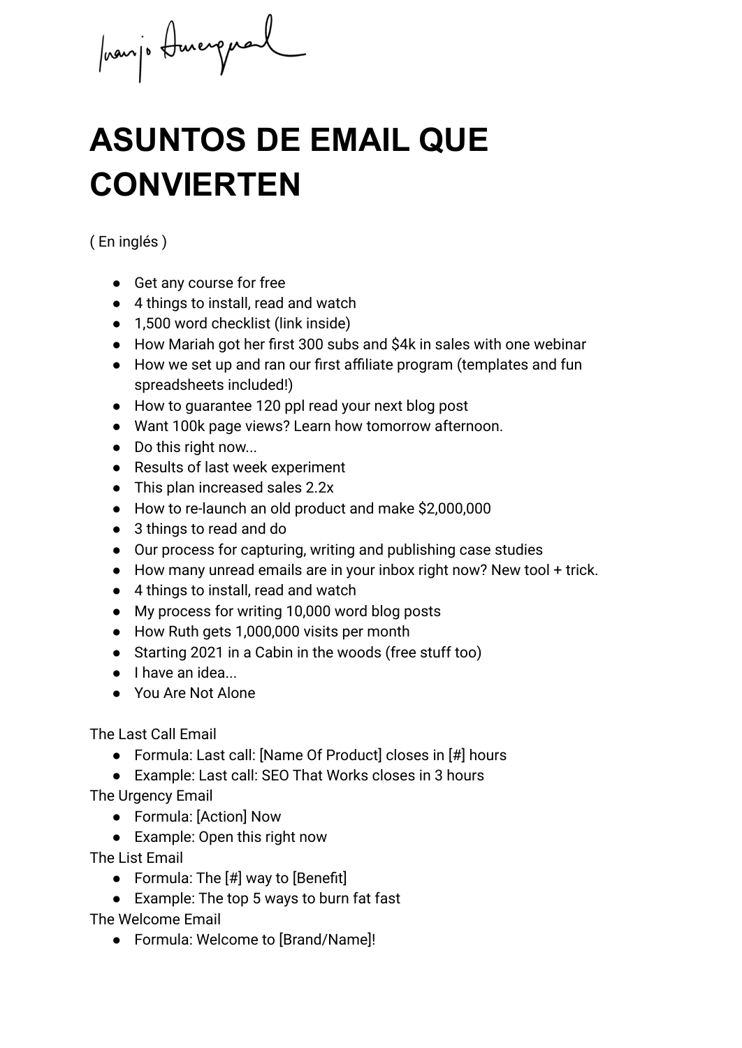# ASUNTOS DE EMAIL QUE CONVIERTEN

( En inglés )

- Get any course for free
- 4 things to install, read and watch
- 1,500 word checklist (link inside)
- How Mariah got her first 300 subs and $4k in sales with one webinar
- How we set up and ran our first affiliate program (templates and fun spreadsheets included!)
- How to guarantee 120 ppl read your next blog post
- Want 100k page views? Learn how tomorrow afternoon.
- Do this right now...
- Results of last week experiment
- This plan increased sales 2.2x
- How to re-launch an old product and make $2,000,000
- 3 things to read and do
- Our process for capturing, writing and publishing case studies
- How many unread emails are in your inbox right now? New tool + trick.
- 4 things to install, read and watch
- My process for writing 10,000 word blog posts
- How Ruth gets 1,000,000 visits per month
- Starting 2021 in a Cabin in the woods (free stuff too)
- I have an idea...
- You Are Not Alone

The Last Call Email
- Formula: Last call: [Name Of Product] closes in [#] hours
- Example: Last call: SEO That Works closes in 3 hours

The Urgency Email
- Formula: [Action] Now
- Example: Open this right now

The List Email
- Formula: The [#] way to [Benefit]
- Example: The top 5 ways to burn fat fast

The Welcome Email
- Formula: Welcome to [Brand/Name]!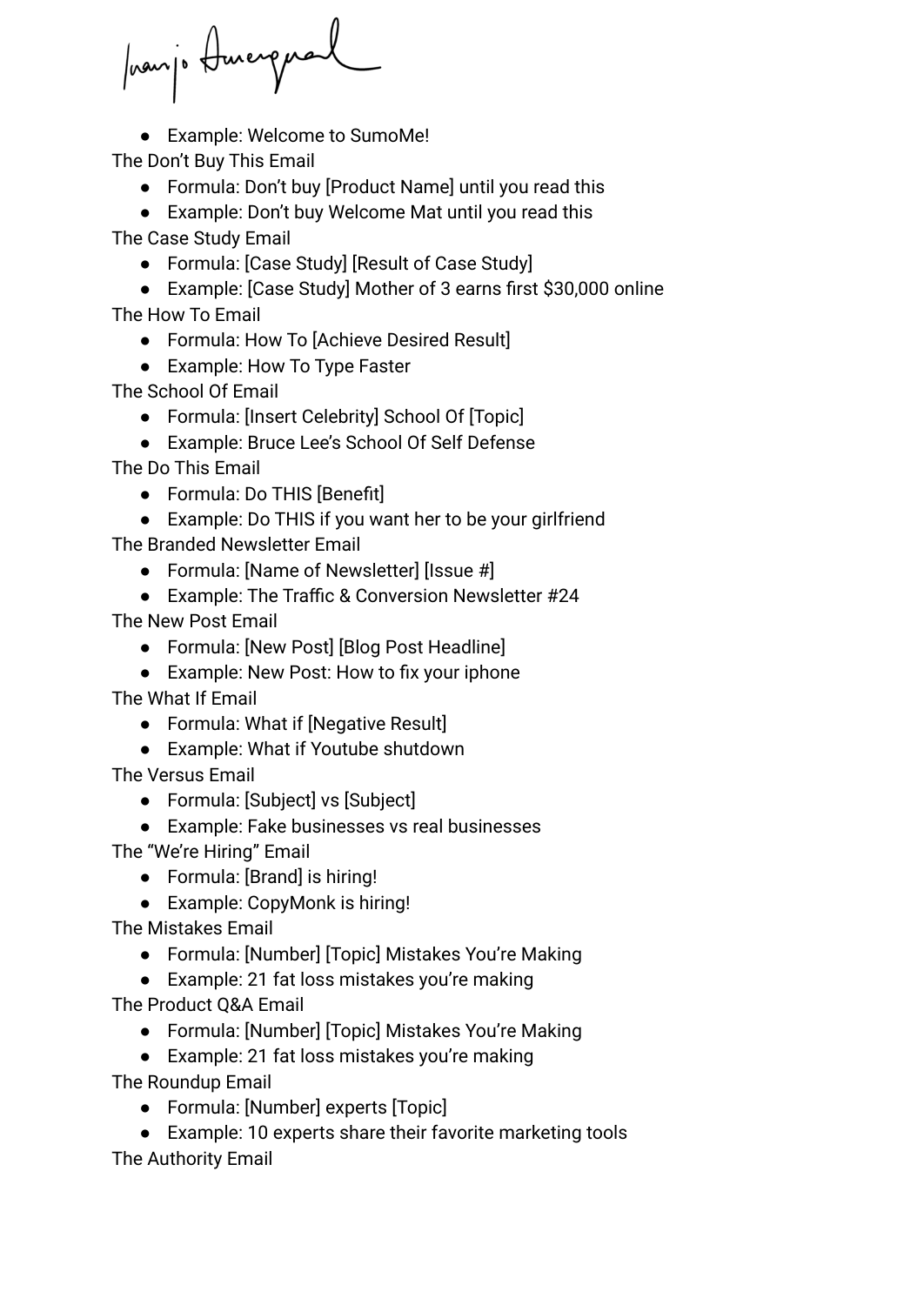- Example: Welcome to SumoMe!

The Don't Buy This Email

- Formula: Don't buy [Product Name] until you read this
- Example: Don't buy Welcome Mat until you read this

The Case Study Email

- Formula: [Case Study] [Result of Case Study]
- Example: [Case Study] Mother of 3 earns first $30,000 online

The How To Email

- Formula: How To [Achieve Desired Result]
- Example: How To Type Faster

The School Of Email

- Formula: [Insert Celebrity] School Of [Topic]
- Example: Bruce Lee's School Of Self Defense

The Do This Email

- Formula: Do THIS [Benefit]
- Example: Do THIS if you want her to be your girlfriend

The Branded Newsletter Email

- Formula: [Name of Newsletter] [Issue #]
- Example: The Traffic & Conversion Newsletter #24

The New Post Email

- Formula: [New Post] [Blog Post Headline]
- Example: New Post: How to fix your iphone

The What If Email

- Formula: What if [Negative Result]
- Example: What if Youtube shutdown

The Versus Email

- Formula: [Subject] vs [Subject]
- Example: Fake businesses vs real businesses

The "We're Hiring" Email

- Formula: [Brand] is hiring!
- Example: CopyMonk is hiring!

The Mistakes Email

- Formula: [Number] [Topic] Mistakes You're Making
- Example: 21 fat loss mistakes you're making

The Product Q&A Email

- Formula: [Number] [Topic] Mistakes You're Making
- Example: 21 fat loss mistakes you're making

The Roundup Email

- Formula: [Number] experts [Topic]
- Example: 10 experts share their favorite marketing tools

The Authority Email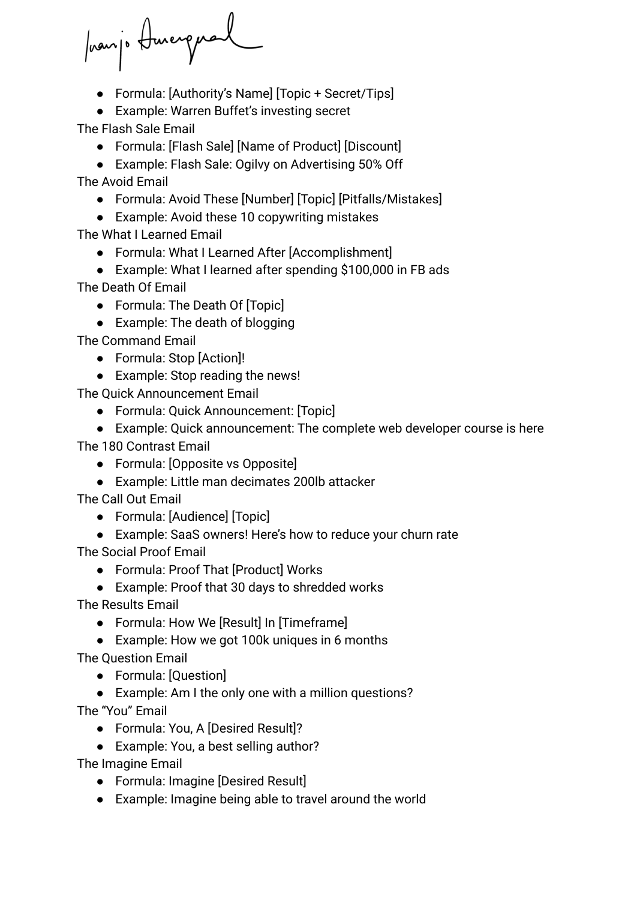- Formula: [Authority's Name] [Topic + Secret/Tips]
- Example: Warren Buffet's investing secret

The Flash Sale Email

- Formula: [Flash Sale] [Name of Product] [Discount]
- Example: Flash Sale: Ogilvy on Advertising 50% Off

The Avoid Email

- Formula: Avoid These [Number] [Topic] [Pitfalls/Mistakes]
- Example: Avoid these 10 copywriting mistakes

The What I Learned Email

- Formula: What I Learned After [Accomplishment]
- Example: What I learned after spending $100,000 in FB ads

The Death Of Email

- Formula: The Death Of [Topic]
- Example: The death of blogging

The Command Email

- Formula: Stop [Action]!
- Example: Stop reading the news!

The Quick Announcement Email

- Formula: Quick Announcement: [Topic]
- Example: Quick announcement: The complete web developer course is here

The 180 Contrast Email

- Formula: [Opposite vs Opposite]
- Example: Little man decimates 200lb attacker

The Call Out Email

- Formula: [Audience] [Topic]
- Example: SaaS owners! Here's how to reduce your churn rate

The Social Proof Email

- Formula: Proof That [Product] Works
- Example: Proof that 30 days to shredded works

The Results Email

- Formula: How We [Result] In [Timeframe]
- Example: How we got 100k uniques in 6 months

The Question Email

- Formula: [Question]
- Example: Am I the only one with a million questions?

The "You" Email

- Formula: You, A [Desired Result]?
- Example: You, a best selling author?

The Imagine Email

- Formula: Imagine [Desired Result]
- Example: Imagine being able to travel around the world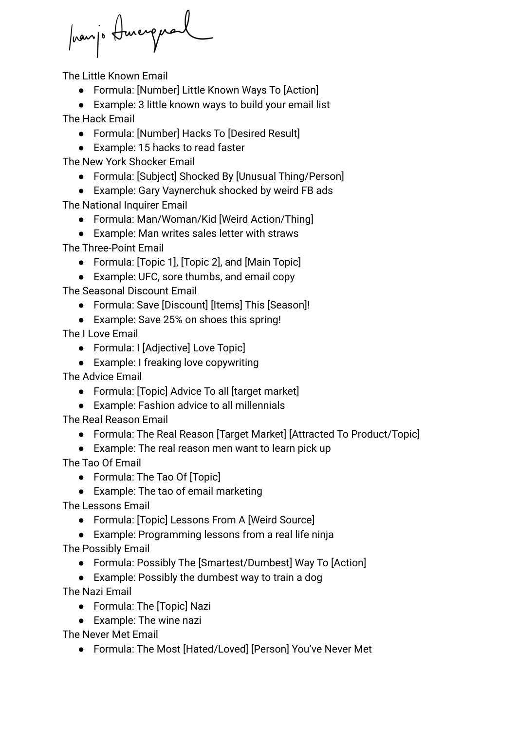The Little Known Email

- Formula: [Number] Little Known Ways To [Action]
- Example: 3 little known ways to build your email list

The Hack Email

- Formula: [Number] Hacks To [Desired Result]
- Example: 15 hacks to read faster

The New York Shocker Email

- Formula: [Subject] Shocked By [Unusual Thing/Person]
- Example: Gary Vaynerchuk shocked by weird FB ads

The National Inquirer Email

- Formula: Man/Woman/Kid [Weird Action/Thing]
- Example: Man writes sales letter with straws

The Three-Point Email

- Formula: [Topic 1], [Topic 2], and [Main Topic]
- Example: UFC, sore thumbs, and email copy

The Seasonal Discount Email

- Formula: Save [Discount] [Items] This [Season]!
- Example: Save 25% on shoes this spring!

The I Love Email

- Formula: I [Adjective] Love Topic]
- Example: I freaking love copywriting

The Advice Email

- Formula: [Topic] Advice To all [target market]
- Example: Fashion advice to all millennials

The Real Reason Email

- Formula: The Real Reason [Target Market] [Attracted To Product/Topic]
- Example: The real reason men want to learn pick up

The Tao Of Email

- Formula: The Tao Of [Topic]
- Example: The tao of email marketing

The Lessons Email

- Formula: [Topic] Lessons From A [Weird Source]
- Example: Programming lessons from a real life ninja

The Possibly Email

- Formula: Possibly The [Smartest/Dumbest] Way To [Action]
- Example: Possibly the dumbest way to train a dog

The Nazi Email

- Formula: The [Topic] Nazi
- Example: The wine nazi

The Never Met Email

- Formula: The Most [Hated/Loved] [Person] You've Never Met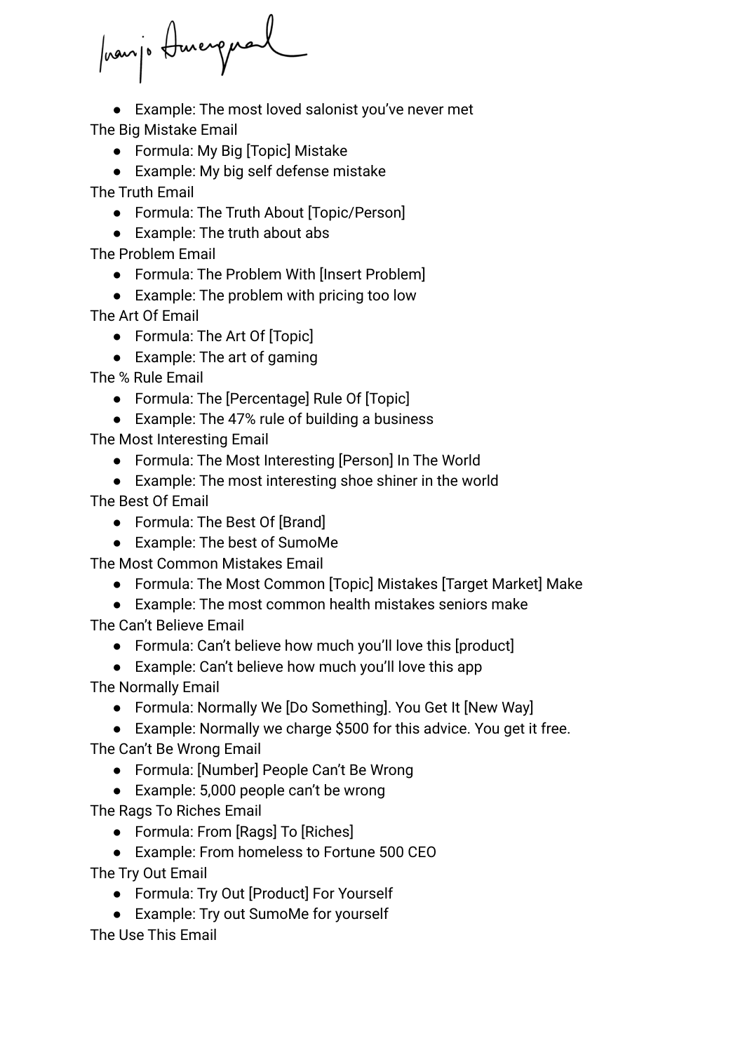- Example: The most loved salonist you've never met

The Big Mistake Email
- Formula: My Big [Topic] Mistake
- Example: My big self defense mistake

The Truth Email
- Formula: The Truth About [Topic/Person]
- Example: The truth about abs

The Problem Email
- Formula: The Problem With [Insert Problem]
- Example: The problem with pricing too low

The Art Of Email
- Formula: The Art Of [Topic]
- Example: The art of gaming

The % Rule Email
- Formula: The [Percentage] Rule Of [Topic]
- Example: The 47% rule of building a business

The Most Interesting Email
- Formula: The Most Interesting [Person] In The World
- Example: The most interesting shoe shiner in the world

The Best Of Email
- Formula: The Best Of [Brand]
- Example: The best of SumoMe

The Most Common Mistakes Email
- Formula: The Most Common [Topic] Mistakes [Target Market] Make
- Example: The most common health mistakes seniors make

The Can't Believe Email
- Formula: Can't believe how much you'll love this [product]
- Example: Can't believe how much you'll love this app

The Normally Email
- Formula: Normally We [Do Something]. You Get It [New Way]
- Example: Normally we charge $500 for this advice. You get it free.

The Can't Be Wrong Email
- Formula: [Number] People Can't Be Wrong
- Example: 5,000 people can't be wrong

The Rags To Riches Email
- Formula: From [Rags] To [Riches]
- Example: From homeless to Fortune 500 CEO

The Try Out Email
- Formula: Try Out [Product] For Yourself
- Example: Try out SumoMe for yourself

The Use This Email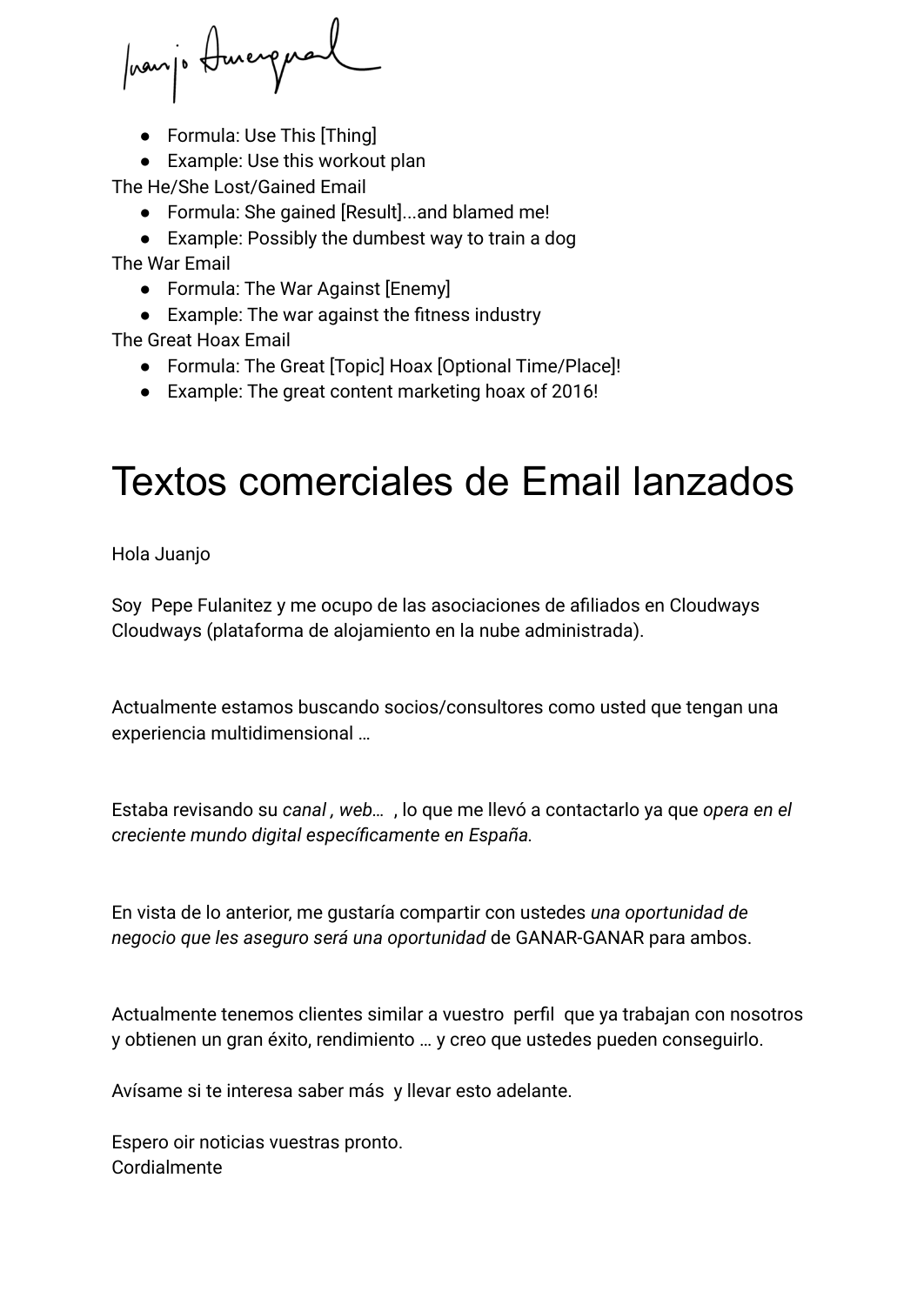- Formula: Use This [Thing]
- Example: Use this workout plan

The He/She Lost/Gained Email

- Formula: She gained [Result]...and blamed me!
- Example: Possibly the dumbest way to train a dog

The War Email

- Formula: The War Against [Enemy]
- Example: The war against the fitness industry

The Great Hoax Email

- Formula: The Great [Topic] Hoax [Optional Time/Place]!
- Example: The great content marketing hoax of 2016!

# Textos comerciales de Email lanzados

Hola Juanjo

Soy  Pepe Fulanitez y me ocupo de las asociaciones de afiliados en Cloudways Cloudways (plataforma de alojamiento en la nube administrada).

Actualmente estamos buscando socios/consultores como usted que tengan una experiencia multidimensional …

Estaba revisando su *canal* , *web…* , lo que me llevó a contactarlo ya que *opera en el creciente mundo digital específicamente en España.*

En vista de lo anterior, me gustaría compartir con ustedes *una oportunidad de negocio que les aseguro será una oportunidad* de GANAR-GANAR para ambos.

Actualmente tenemos clientes similar a vuestro  perfil  que ya trabajan con nosotros y obtienen un gran éxito, rendimiento … y creo que ustedes pueden conseguirlo.

Avísame si te interesa saber más  y llevar esto adelante.

Espero oir noticias vuestras pronto.
Cordialmente